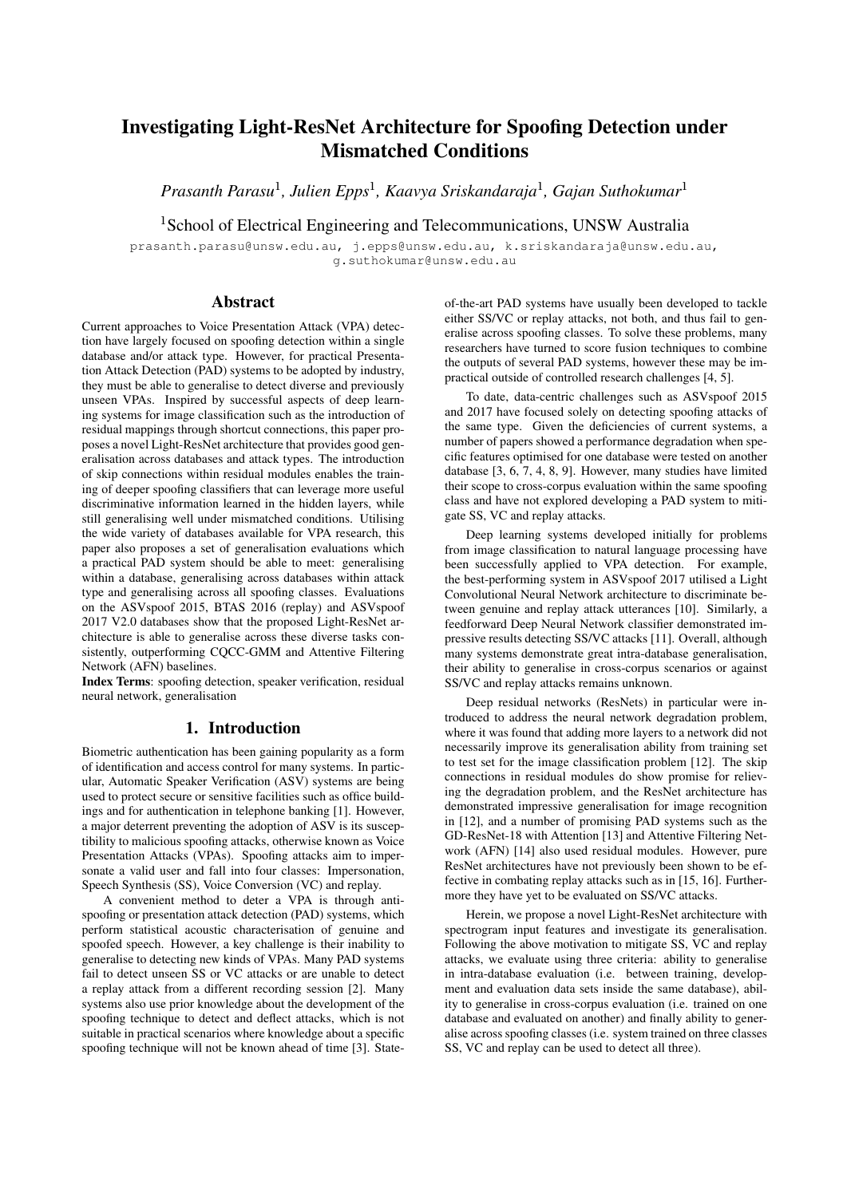# Investigating Light-ResNet Architecture for Spoofing Detection under Mismatched Conditions

*Prasanth Parasu*[1], *Julien Epps*[1], *Kaavya Sriskandaraja*[1], *Gajan Suthokumar*[1]

[1]School of Electrical Engineering and Telecommunications, UNSW Australia

prasanth.parasu@unsw.edu.au, j.epps@unsw.edu.au, k.sriskandaraja@unsw.edu.au, g.suthokumar@unsw.edu.au

## Abstract

Current approaches to Voice Presentation Attack (VPA) detection have largely focused on spoofing detection within a single database and/or attack type. However, for practical Presentation Attack Detection (PAD) systems to be adopted by industry, they must be able to generalise to detect diverse and previously unseen VPAs. Inspired by successful aspects of deep learning systems for image classification such as the introduction of residual mappings through shortcut connections, this paper proposes a novel Light-ResNet architecture that provides good generalisation across databases and attack types. The introduction of skip connections within residual modules enables the training of deeper spoofing classifiers that can leverage more useful discriminative information learned in the hidden layers, while still generalising well under mismatched conditions. Utilising the wide variety of databases available for VPA research, this paper also proposes a set of generalisation evaluations which a practical PAD system should be able to meet: generalising within a database, generalising across databases within attack type and generalising across all spoofing classes. Evaluations on the ASVspoof 2015, BTAS 2016 (replay) and ASVspoof 2017 V2.0 databases show that the proposed Light-ResNet architecture is able to generalise across these diverse tasks consistently, outperforming CQCC-GMM and Attentive Filtering Network (AFN) baselines.

**Index Terms**: spoofing detection, speaker verification, residual neural network, generalisation

## 1. Introduction

Biometric authentication has been gaining popularity as a form of identification and access control for many systems. In particular, Automatic Speaker Verification (ASV) systems are being used to protect secure or sensitive facilities such as office buildings and for authentication in telephone banking [1]. However, a major deterrent preventing the adoption of ASV is its susceptibility to malicious spoofing attacks, otherwise known as Voice Presentation Attacks (VPAs). Spoofing attacks aim to impersonate a valid user and fall into four classes: Impersonation, Speech Synthesis (SS), Voice Conversion (VC) and replay.

A convenient method to deter a VPA is through anti-spoofing or presentation attack detection (PAD) systems, which perform statistical acoustic characterisation of genuine and spoofed speech. However, a key challenge is their inability to generalise to detecting new kinds of VPAs. Many PAD systems fail to detect unseen SS or VC attacks or are unable to detect a replay attack from a different recording session [2]. Many systems also use prior knowledge about the development of the spoofing technique to detect and deflect attacks, which is not suitable in practical scenarios where knowledge about a specific spoofing technique will not be known ahead of time [3]. State-of-the-art PAD systems have usually been developed to tackle either SS/VC or replay attacks, not both, and thus fail to generalise across spoofing classes. To solve these problems, many researchers have turned to score fusion techniques to combine the outputs of several PAD systems, however these may be impractical outside of controlled research challenges [4, 5].

To date, data-centric challenges such as ASVspoof 2015 and 2017 have focused solely on detecting spoofing attacks of the same type. Given the deficiencies of current systems, a number of papers showed a performance degradation when specific features optimised for one database were tested on another database [3, 6, 7, 4, 8, 9]. However, many studies have limited their scope to cross-corpus evaluation within the same spoofing class and have not explored developing a PAD system to mitigate SS, VC and replay attacks.

Deep learning systems developed initially for problems from image classification to natural language processing have been successfully applied to VPA detection. For example, the best-performing system in ASVspoof 2017 utilised a Light Convolutional Neural Network architecture to discriminate between genuine and replay attack utterances [10]. Similarly, a feedforward Deep Neural Network classifier demonstrated impressive results detecting SS/VC attacks [11]. Overall, although many systems demonstrate great intra-database generalisation, their ability to generalise in cross-corpus scenarios or against SS/VC and replay attacks remains unknown.

Deep residual networks (ResNets) in particular were introduced to address the neural network degradation problem, where it was found that adding more layers to a network did not necessarily improve its generalisation ability from training set to test set for the image classification problem [12]. The skip connections in residual modules do show promise for relieving the degradation problem, and the ResNet architecture has demonstrated impressive generalisation for image recognition in [12], and a number of promising PAD systems such as the GD-ResNet-18 with Attention [13] and Attentive Filtering Network (AFN) [14] also used residual modules. However, pure ResNet architectures have not previously been shown to be effective in combating replay attacks such as in [15, 16]. Furthermore they have yet to be evaluated on SS/VC attacks.

Herein, we propose a novel Light-ResNet architecture with spectrogram input features and investigate its generalisation. Following the above motivation to mitigate SS, VC and replay attacks, we evaluate using three criteria: ability to generalise in intra-database evaluation (i.e. between training, development and evaluation data sets inside the same database), ability to generalise in cross-corpus evaluation (i.e. trained on one database and evaluated on another) and finally ability to generalise across spoofing classes (i.e. system trained on three classes SS, VC and replay can be used to detect all three).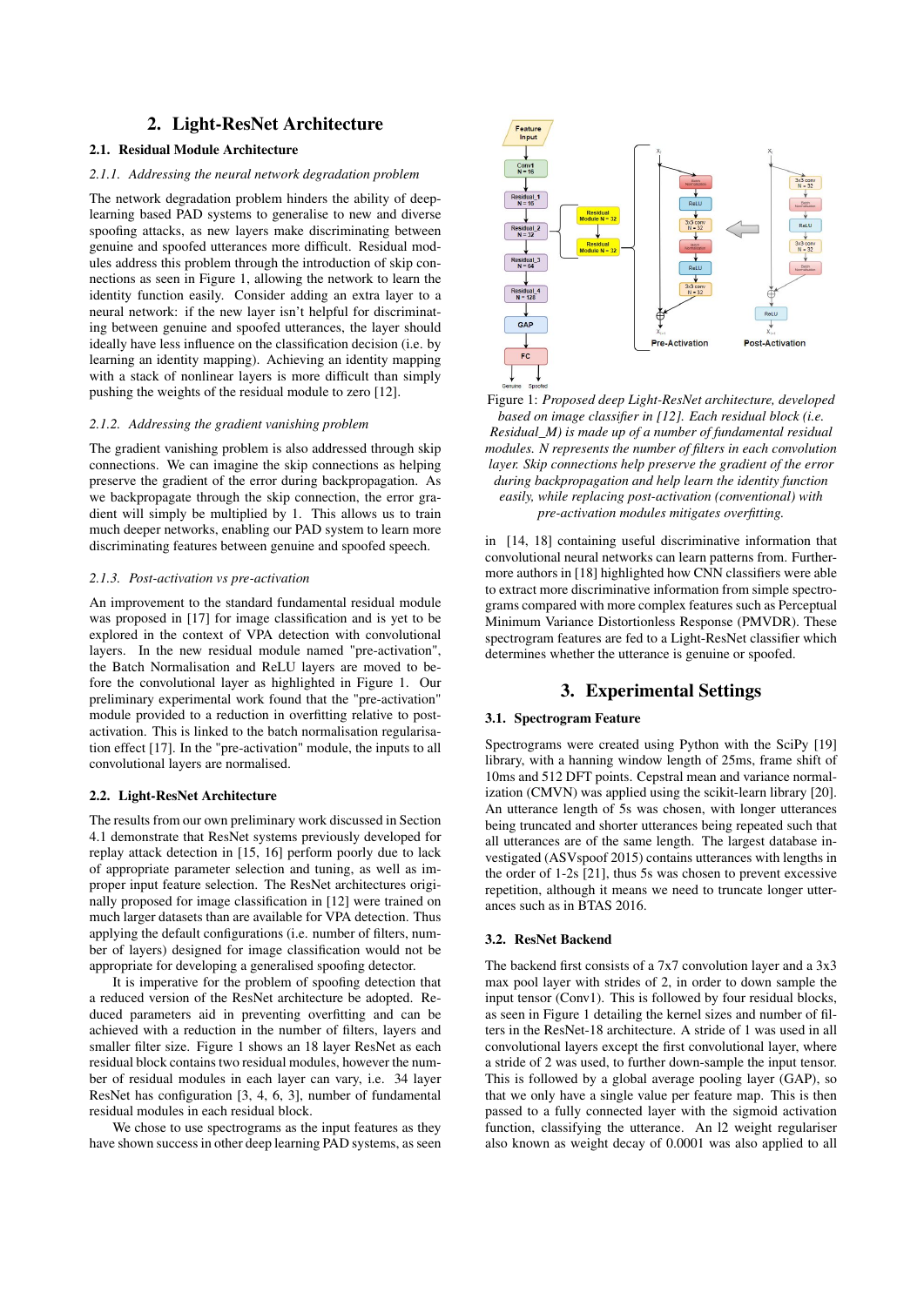## 2. Light-ResNet Architecture

### 2.1. Residual Module Architecture

#### *2.1.1. Addressing the neural network degradation problem*

The network degradation problem hinders the ability of deep-learning based PAD systems to generalise to new and diverse spoofing attacks, as new layers make discriminating between genuine and spoofed utterances more difficult. Residual modules address this problem through the introduction of skip connections as seen in Figure 1, allowing the network to learn the identity function easily. Consider adding an extra layer to a neural network: if the new layer isn't helpful for discriminating between genuine and spoofed utterances, the layer should ideally have less influence on the classification decision (i.e. by learning an identity mapping). Achieving an identity mapping with a stack of nonlinear layers is more difficult than simply pushing the weights of the residual module to zero [12].

#### *2.1.2. Addressing the gradient vanishing problem*

The gradient vanishing problem is also addressed through skip connections. We can imagine the skip connections as helping preserve the gradient of the error during backpropagation. As we backpropagate through the skip connection, the error gradient will simply be multiplied by 1. This allows us to train much deeper networks, enabling our PAD system to learn more discriminating features between genuine and spoofed speech.

#### *2.1.3. Post-activation vs pre-activation*

An improvement to the standard fundamental residual module was proposed in [17] for image classification and is yet to be explored in the context of VPA detection with convolutional layers. In the new residual module named "pre-activation", the Batch Normalisation and ReLU layers are moved to before the convolutional layer as highlighted in Figure 1. Our preliminary experimental work found that the "pre-activation" module provided to a reduction in overfitting relative to post-activation. This is linked to the batch normalisation regularisation effect [17]. In the "pre-activation" module, the inputs to all convolutional layers are normalised.

### 2.2. Light-ResNet Architecture

The results from our own preliminary work discussed in Section 4.1 demonstrate that ResNet systems previously developed for replay attack detection in [15, 16] perform poorly due to lack of appropriate parameter selection and tuning, as well as improper input feature selection. The ResNet architectures originally proposed for image classification in [12] were trained on much larger datasets than are available for VPA detection. Thus applying the default configurations (i.e. number of filters, number of layers) designed for image classification would not be appropriate for developing a generalised spoofing detector.

It is imperative for the problem of spoofing detection that a reduced version of the ResNet architecture be adopted. Reduced parameters aid in preventing overfitting and can be achieved with a reduction in the number of filters, layers and smaller filter size. Figure 1 shows an 18 layer ResNet as each residual block contains two residual modules, however the number of residual modules in each layer can vary, i.e. 34 layer ResNet has configuration [3, 4, 6, 3], number of fundamental residual modules in each residual block.

We chose to use spectrograms as the input features as they have shown success in other deep learning PAD systems, as seen in [14, 18] containing useful discriminative information that convolutional neural networks can learn patterns from. Furthermore authors in [18] highlighted how CNN classifiers were able to extract more discriminative information from simple spectrograms compared with more complex features such as Perceptual Minimum Variance Distortionless Response (PMVDR). These spectrogram features are fed to a Light-ResNet classifier which determines whether the utterance is genuine or spoofed.

Figure 1: *Proposed deep Light-ResNet architecture, developed based on image classifier in [12]. Each residual block (i.e. Residual_M) is made up of a number of fundamental residual modules. N represents the number of filters in each convolution layer. Skip connections help preserve the gradient of the error during backpropagation and help learn the identity function easily, while replacing post-activation (conventional) with pre-activation modules mitigates overfitting.*

## 3. Experimental Settings

### 3.1. Spectrogram Feature

Spectrograms were created using Python with the SciPy [19] library, with a hanning window length of 25ms, frame shift of 10ms and 512 DFT points. Cepstral mean and variance normalization (CMVN) was applied using the scikit-learn library [20]. An utterance length of 5s was chosen, with longer utterances being truncated and shorter utterances being repeated such that all utterances are of the same length. The largest database investigated (ASVspoof 2015) contains utterances with lengths in the order of 1-2s [21], thus 5s was chosen to prevent excessive repetition, although it means we need to truncate longer utterances such as in BTAS 2016.

### 3.2. ResNet Backend

The backend first consists of a 7x7 convolution layer and a 3x3 max pool layer with strides of 2, in order to down sample the input tensor (Conv1). This is followed by four residual blocks, as seen in Figure 1 detailing the kernel sizes and number of filters in the ResNet-18 architecture. A stride of 1 was used in all convolutional layers except the first convolutional layer, where a stride of 2 was used, to further down-sample the input tensor. This is followed by a global average pooling layer (GAP), so that we only have a single value per feature map. This is then passed to a fully connected layer with the sigmoid activation function, classifying the utterance. An l2 weight regulariser also known as weight decay of 0.0001 was also applied to all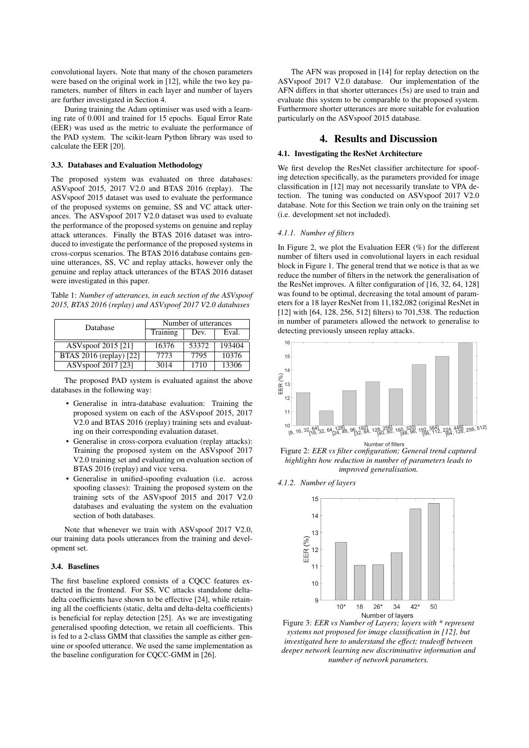convolutional layers. Note that many of the chosen parameters were based on the original work in [12], while the two key parameters, number of filters in each layer and number of layers are further investigated in Section 4.

During training the Adam optimiser was used with a learning rate of 0.001 and trained for 15 epochs. Equal Error Rate (EER) was used as the metric to evaluate the performance of the PAD system. The scikit-learn Python library was used to calculate the EER [20].

### 3.3. Databases and Evaluation Methodology

The proposed system was evaluated on three databases: ASVspoof 2015, 2017 V2.0 and BTAS 2016 (replay). The ASVspoof 2015 dataset was used to evaluate the performance of the proposed systems on genuine, SS and VC attack utterances. The ASVspoof 2017 V2.0 dataset was used to evaluate the performance of the proposed systems on genuine and replay attack utterances. Finally the BTAS 2016 dataset was introduced to investigate the performance of the proposed systems in cross-corpus scenarios. The BTAS 2016 database contains genuine utterances, SS, VC and replay attacks, however only the genuine and replay attack utterances of the BTAS 2016 dataset were investigated in this paper.

Table 1: *Number of utterances, in each section of the ASVspoof 2015, BTAS 2016 (replay) and ASVspoof 2017 V2.0 databases*

| Database | Number of utterances | | |
|---|---|---|---|
| | Training | Dev. | Eval. |
| ASVspoof 2015 [21] | 16376 | 53372 | 193404 |
| BTAS 2016 (replay) [22] | 7773 | 7795 | 10376 |
| ASVspoof 2017 [23] | 3014 | 1710 | 13306 |

The proposed PAD system is evaluated against the above databases in the following way:

- Generalise in intra-database evaluation: Training the proposed system on each of the ASVspoof 2015, 2017 V2.0 and BTAS 2016 (replay) training sets and evaluating on their corresponding evaluation dataset.
- Generalise in cross-corpora evaluation (replay attacks): Training the proposed system on the ASVspoof 2017 V2.0 training set and evaluating on evaluation section of BTAS 2016 (replay) and vice versa.
- Generalise in unified-spoofing evaluation (i.e. across spoofing classes): Training the proposed system on the training sets of the ASVspoof 2015 and 2017 V2.0 databases and evaluating the system on the evaluation section of both databases.

Note that whenever we train with ASVspoof 2017 V2.0, our training data pools utterances from the training and development set.

### 3.4. Baselines

The first baseline explored consists of a CQCC features extracted in the frontend. For SS, VC attacks standalone delta-delta coefficients have shown to be effective [24], while retaining all the coefficients (static, delta and delta-delta coefficients) is beneficial for replay detection [25]. As we are investigating generalised spoofing detection, we retain all coefficients. This is fed to a 2-class GMM that classifies the sample as either genuine or spoofed utterance. We used the same implementation as the baseline configuration for CQCC-GMM in [26].

The AFN was proposed in [14] for replay detection on the ASVspoof 2017 V2.0 database. Our implementation of the AFN differs in that shorter utterances (5s) are used to train and evaluate this system to be comparable to the proposed system. Furthermore shorter utterances are more suitable for evaluation particularly on the ASVspoof 2015 database.

## 4. Results and Discussion

### 4.1. Investigating the ResNet Architecture

We first develop the ResNet classifier architecture for spoofing detection specifically, as the parameters provided for image classification in [12] may not necessarily translate to VPA detection. The tuning was conducted on ASVspoof 2017 V2.0 database. Note for this Section we train only on the training set (i.e. development set not included).

#### *4.1.1. Number of filters*

In Figure 2, we plot the Evaluation EER (%) for the different number of filters used in convolutional layers in each residual block in Figure 1. The general trend that we notice is that as we reduce the number of filters in the network the generalisation of the ResNet improves. A filter configuration of [16, 32, 64, 128] was found to be optimal, decreasing the total amount of parameters for a 18 layer ResNet from 11,182,082 (original ResNet in [12] with [64, 128, 256, 512] filters) to 701,538. The reduction in number of parameters allowed the network to generalise to detecting previously unseen replay attacks.

Figure 2: *EER vs filter configuration; General trend captured highlights how reduction in number of parameters leads to improved generalisation.*

#### *4.1.2. Number of layers*

Figure 3: *EER vs Number of Layers; layers with * represent systems not proposed for image classification in [12], but investigated here to understand the effect; tradeoff between deeper network learning new discriminative information and number of network parameters.*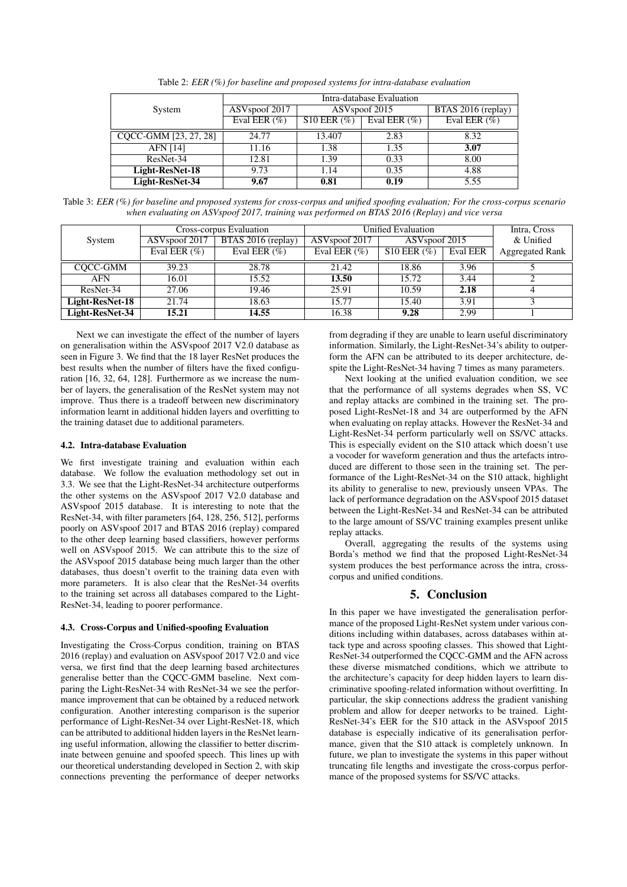Table 2: *EER (%) for baseline and proposed systems for intra-database evaluation*

| System | Intra-database Evaluation | | | |
|---|---|---|---|---|
| | ASVspoof 2017 | ASVspoof 2015 | | BTAS 2016 (replay) |
| | Eval EER (%) | S10 EER (%) | Eval EER (%) | Eval EER (%) |
| CQCC-GMM [23, 27, 28] | 24.77 | 13.407 | 2.83 | 8.32 |
| AFN [14] | 11.16 | 1.38 | 1.35 | **3.07** |
| ResNet-34 | 12.81 | 1.39 | 0.33 | 8.00 |
| **Light-ResNet-18** | 9.73 | 1.14 | 0.35 | 4.88 |
| **Light-ResNet-34** | **9.67** | **0.81** | **0.19** | 5.55 |

Table 3: *EER (%) for baseline and proposed systems for cross-corpus and unified spoofing evaluation; For the cross-corpus scenario when evaluating on ASVspoof 2017, training was performed on BTAS 2016 (Replay) and vice versa*

| System | Cross-corpus Evaluation | | Unified Evaluation | | | Intra, Cross & Unified |
|---|---|---|---|---|---|---|
| | ASVspoof 2017 | BTAS 2016 (replay) | ASVspoof 2017 | ASVspoof 2015 | | |
| | Eval EER (%) | Eval EER (%) | Eval EER (%) | S10 EER (%) | Eval EER | Aggregated Rank |
| CQCC-GMM | 39.23 | 28.78 | 21.42 | 18.86 | 3.96 | 5 |
| AFN | 16.01 | 15.52 | **13.50** | 15.72 | 3.44 | 2 |
| ResNet-34 | 27.06 | 19.46 | 25.91 | 10.59 | **2.18** | 4 |
| **Light-ResNet-18** | 21.74 | 18.63 | 15.77 | 15.40 | 3.91 | 3 |
| **Light-ResNet-34** | **15.21** | **14.55** | 16.38 | **9.28** | 2.99 | 1 |

Next we can investigate the effect of the number of layers on generalisation within the ASVspoof 2017 V2.0 database as seen in Figure 3. We find that the 18 layer ResNet produces the best results when the number of filters have the fixed configuration [16, 32, 64, 128]. Furthermore as we increase the number of layers, the generalisation of the ResNet system may not improve. Thus there is a tradeoff between new discriminatory information learnt in additional hidden layers and overfitting to the training dataset due to additional parameters.

### 4.2. Intra-database Evaluation

We first investigate training and evaluation within each database. We follow the evaluation methodology set out in 3.3. We see that the Light-ResNet-34 architecture outperforms the other systems on the ASVspoof 2017 V2.0 database and ASVspoof 2015 database. It is interesting to note that the ResNet-34, with filter parameters [64, 128, 256, 512], performs poorly on ASVspoof 2017 and BTAS 2016 (replay) compared to the other deep learning based classifiers, however performs well on ASVspoof 2015. We can attribute this to the size of the ASVspoof 2015 database being much larger than the other databases, thus doesn't overfit to the training data even with more parameters. It is also clear that the ResNet-34 overfits to the training set across all databases compared to the Light-ResNet-34, leading to poorer performance.

### 4.3. Cross-Corpus and Unified-spoofing Evaluation

Investigating the Cross-Corpus condition, training on BTAS 2016 (replay) and evaluation on ASVspoof 2017 V2.0 and vice versa, we first find that the deep learning based architectures generalise better than the CQCC-GMM baseline. Next comparing the Light-ResNet-34 with ResNet-34 we see the performance improvement that can be obtained by a reduced network configuration. Another interesting comparison is the superior performance of Light-ResNet-34 over Light-ResNet-18, which can be attributed to additional hidden layers in the ResNet learning useful information, allowing the classifier to better discriminate between genuine and spoofed speech. This lines up with our theoretical understanding developed in Section 2, with skip connections preventing the performance of deeper networks from degrading if they are unable to learn useful discriminatory information. Similarly, the Light-ResNet-34's ability to outperform the AFN can be attributed to its deeper architecture, despite the Light-ResNet-34 having 7 times as many parameters.

Next looking at the unified evaluation condition, we see that the performance of all systems degrades when SS, VC and replay attacks are combined in the training set. The proposed Light-ResNet-18 and 34 are outperformed by the AFN when evaluating on replay attacks. However the ResNet-34 and Light-ResNet-34 perform particularly well on SS/VC attacks. This is especially evident on the S10 attack which doesn't use a vocoder for waveform generation and thus the artefacts introduced are different to those seen in the training set. The performance of the Light-ResNet-34 on the S10 attack, highlight its ability to generalise to new, previously unseen VPAs. The lack of performance degradation on the ASVspoof 2015 dataset between the Light-ResNet-34 and ResNet-34 can be attributed to the large amount of SS/VC training examples present unlike replay attacks.

Overall, aggregating the results of the systems using Borda's method we find that the proposed Light-ResNet-34 system produces the best performance across the intra, cross-corpus and unified conditions.

## 5. Conclusion

In this paper we have investigated the generalisation performance of the proposed Light-ResNet system under various conditions including within databases, across databases within attack type and across spoofing classes. This showed that Light-ResNet-34 outperformed the CQCC-GMM and the AFN across these diverse mismatched conditions, which we attribute to the architecture's capacity for deep hidden layers to learn discriminative spoofing-related information without overfitting. In particular, the skip connections address the gradient vanishing problem and allow for deeper networks to be trained. Light-ResNet-34's EER for the S10 attack in the ASVspoof 2015 database is especially indicative of its generalisation performance, given that the S10 attack is completely unknown. In future, we plan to investigate the systems in this paper without truncating file lengths and investigate the cross-corpus performance of the proposed systems for SS/VC attacks.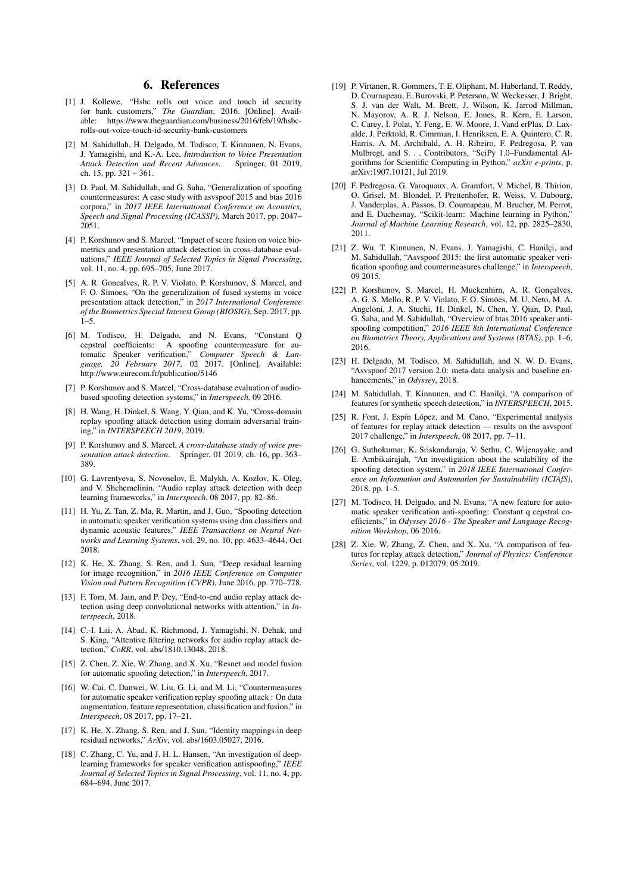# 6. References

[1] J. Kollewe, "Hsbc rolls out voice and touch id security for bank customers," *The Guardian*, 2016. [Online]. Available: https://www.theguardian.com/business/2016/feb/19/hsbc-rolls-out-voice-touch-id-security-bank-customers

[2] M. Sahidullah, H. Delgado, M. Todisco, T. Kinnunen, N. Evans, J. Yamagishi, and K.-A. Lee, *Introduction to Voice Presentation Attack Detection and Recent Advances*. Springer, 01 2019, ch. 15, pp. 321 – 361.

[3] D. Paul, M. Sahidullah, and G. Saha, "Generalization of spoofing countermeasures: A case study with asvspoof 2015 and btas 2016 corpora," in *2017 IEEE International Conference on Acoustics, Speech and Signal Processing (ICASSP)*, March 2017, pp. 2047–2051.

[4] P. Korshunov and S. Marcel, "Impact of score fusion on voice biometrics and presentation attack detection in cross-database evaluations," *IEEE Journal of Selected Topics in Signal Processing*, vol. 11, no. 4, pp. 695–705, June 2017.

[5] A. R. Goncalves, R. P. V. Violato, P. Korshunov, S. Marcel, and F. O. Simoes, "On the generalization of fused systems in voice presentation attack detection," in *2017 International Conference of the Biometrics Special Interest Group (BIOSIG)*, Sep. 2017, pp. 1–5.

[6] M. Todisco, H. Delgado, and N. Evans, "Constant Q cepstral coefficients: A spoofing countermeasure for automatic Speaker verification," *Computer Speech & Language, 20 February 2017*, 02 2017. [Online]. Available: http://www.eurecom.fr/publication/5146

[7] P. Korshunov and S. Marcel, "Cross-database evaluation of audio-based spoofing detection systems," in *Interspeech*, 09 2016.

[8] H. Wang, H. Dinkel, S. Wang, Y. Qian, and K. Yu, "Cross-domain replay spoofing attack detection using domain adversarial training," in *INTERSPEECH 2019*, 2019.

[9] P. Korshunov and S. Marcel, *A cross-database study of voice presentation attack detection*. Springer, 01 2019, ch. 16, pp. 363–389.

[10] G. Lavrentyeva, S. Novoselov, E. Malykh, A. Kozlov, K. Oleg, and V. Shchemelinin, "Audio replay attack detection with deep learning frameworks," in *Interspeech*, 08 2017, pp. 82–86.

[11] H. Yu, Z. Tan, Z. Ma, R. Martin, and J. Guo, "Spoofing detection in automatic speaker verification systems using dnn classifiers and dynamic acoustic features," *IEEE Transactions on Neural Networks and Learning Systems*, vol. 29, no. 10, pp. 4633–4644, Oct 2018.

[12] K. He, X. Zhang, S. Ren, and J. Sun, "Deep residual learning for image recognition," in *2016 IEEE Conference on Computer Vision and Pattern Recognition (CVPR)*, June 2016, pp. 770–778.

[13] F. Tom, M. Jain, and P. Dey, "End-to-end audio replay attack detection using deep convolutional networks with attention," in *Interspeech*, 2018.

[14] C.-I. Lai, A. Abad, K. Richmond, J. Yamagishi, N. Dehak, and S. King, "Attentive filtering networks for audio replay attack detection," *CoRR*, vol. abs/1810.13048, 2018.

[15] Z. Chen, Z. Xie, W. Zhang, and X. Xu, "Resnet and model fusion for automatic spoofing detection," in *Interspeech*, 2017.

[16] W. Cai, C. Danwei, W. Liu, G. Li, and M. Li, "Countermeasures for automatic speaker verification replay spoofing attack : On data augmentation, feature representation, classification and fusion," in *Interspeech*, 08 2017, pp. 17–21.

[17] K. He, X. Zhang, S. Ren, and J. Sun, "Identity mappings in deep residual networks," *ArXiv*, vol. abs/1603.05027, 2016.

[18] C. Zhang, C. Yu, and J. H. L. Hansen, "An investigation of deep-learning frameworks for speaker verification antispoofing," *IEEE Journal of Selected Topics in Signal Processing*, vol. 11, no. 4, pp. 684–694, June 2017.

[19] P. Virtanen, R. Gommers, T. E. Oliphant, M. Haberland, T. Reddy, D. Cournapeau, E. Burovski, P. Peterson, W. Weckesser, J. Bright, S. J. van der Walt, M. Brett, J. Wilson, K. Jarrod Millman, N. Mayorov, A. R. J. Nelson, E. Jones, R. Kern, E. Larson, C. Carey, İ. Polat, Y. Feng, E. W. Moore, J. Vand erPlas, D. Laxalde, J. Perktold, R. Cimrman, I. Henriksen, E. A. Quintero, C. R. Harris, A. M. Archibald, A. H. Ribeiro, F. Pedregosa, P. van Mulbregt, and S. . . Contributors, "SciPy 1.0–Fundamental Algorithms for Scientific Computing in Python," *arXiv e-prints*, p. arXiv:1907.10121, Jul 2019.

[20] F. Pedregosa, G. Varoquaux, A. Gramfort, V. Michel, B. Thirion, O. Grisel, M. Blondel, P. Prettenhofer, R. Weiss, V. Dubourg, J. Vanderplas, A. Passos, D. Cournapeau, M. Brucher, M. Perrot, and E. Duchesnay, "Scikit-learn: Machine learning in Python," *Journal of Machine Learning Research*, vol. 12, pp. 2825–2830, 2011.

[21] Z. Wu, T. Kinnunen, N. Evans, J. Yamagishi, C. Hanilçi, and M. Sahidullah, "Asvspoof 2015: the first automatic speaker verification spoofing and countermeasures challenge," in *Interspeech*, 09 2015.

[22] P. Korshunov, S. Marcel, H. Muckenhirn, A. R. Gonçalves, A. G. S. Mello, R. P. V. Violato, F. O. Simões, M. U. Neto, M. A. Angeloni, J. A. Stuchi, H. Dinkel, N. Chen, Y. Qian, D. Paul, G. Saha, and M. Sahidullah, "Overview of btas 2016 speaker anti-spoofing competition," *2016 IEEE 8th International Conference on Biometrics Theory, Applications and Systems (BTAS)*, pp. 1–6, 2016.

[23] H. Delgado, M. Todisco, M. Sahidullah, and N. W. D. Evans, "Asvspoof 2017 version 2.0: meta-data analysis and baseline enhancements," in *Odyssey*, 2018.

[24] M. Sahidullah, T. Kinnunen, and C. Hanilçi, "A comparison of features for synthetic speech detection," in *INTERSPEECH*, 2015.

[25] R. Font, J. Espín López, and M. Cano, "Experimental analysis of features for replay attack detection — results on the asvspoof 2017 challenge," in *Interspeech*, 08 2017, pp. 7–11.

[26] G. Suthokumar, K. Sriskandaraja, V. Sethu, C. Wijenayake, and E. Ambikairajah, "An investigation about the scalability of the spoofing detection system," in *2018 IEEE International Conference on Information and Automation for Sustainability (ICIAfS)*, 2018, pp. 1–5.

[27] M. Todisco, H. Delgado, and N. Evans, "A new feature for automatic speaker verification anti-spoofing: Constant q cepstral coefficients," in *Odyssey 2016 - The Speaker and Language Recognition Workshop*, 06 2016.

[28] Z. Xie, W. Zhang, Z. Chen, and X. Xu, "A comparison of features for replay attack detection," *Journal of Physics: Conference Series*, vol. 1229, p. 012079, 05 2019.